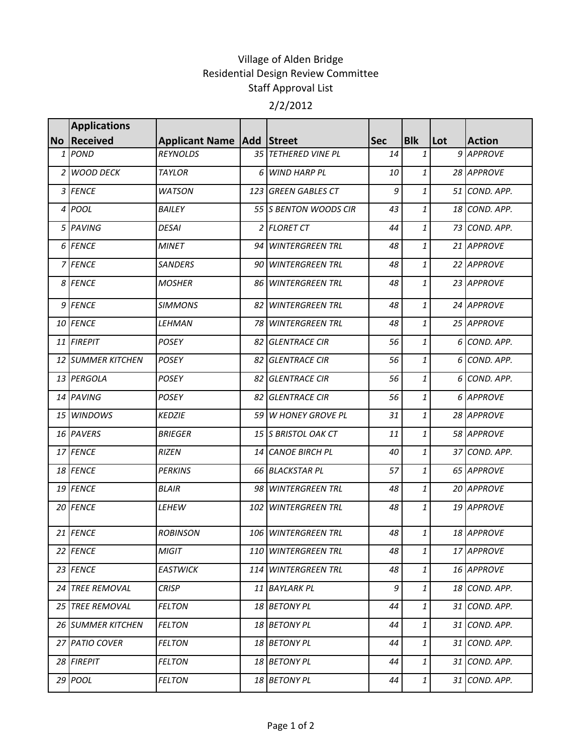Village of Alden Bridge
Residential Design Review Committee
Staff Approval List
2/2/2012

| No | Applications Received | Applicant Name | Add | Street | Sec | Blk | Lot | Action |
|---|---|---|---|---|---|---|---|---|
| 1 | POND | REYNOLDS | 35 | TETHERED VINE PL | 14 | 1 | 9 | APPROVE |
| 2 | WOOD DECK | TAYLOR | 6 | WIND HARP PL | 10 | 1 | 28 | APPROVE |
| 3 | FENCE | WATSON | 123 | GREEN GABLES CT | 9 | 1 | 51 | COND. APP. |
| 4 | POOL | BAILEY | 55 | S BENTON WOODS CIR | 43 | 1 | 18 | COND. APP. |
| 5 | PAVING | DESAI | 2 | FLORET CT | 44 | 1 | 73 | COND. APP. |
| 6 | FENCE | MINET | 94 | WINTERGREEN TRL | 48 | 1 | 21 | APPROVE |
| 7 | FENCE | SANDERS | 90 | WINTERGREEN TRL | 48 | 1 | 22 | APPROVE |
| 8 | FENCE | MOSHER | 86 | WINTERGREEN TRL | 48 | 1 | 23 | APPROVE |
| 9 | FENCE | SIMMONS | 82 | WINTERGREEN TRL | 48 | 1 | 24 | APPROVE |
| 10 | FENCE | LEHMAN | 78 | WINTERGREEN TRL | 48 | 1 | 25 | APPROVE |
| 11 | FIREPIT | POSEY | 82 | GLENTRACE CIR | 56 | 1 | 6 | COND. APP. |
| 12 | SUMMER KITCHEN | POSEY | 82 | GLENTRACE CIR | 56 | 1 | 6 | COND. APP. |
| 13 | PERGOLA | POSEY | 82 | GLENTRACE CIR | 56 | 1 | 6 | COND. APP. |
| 14 | PAVING | POSEY | 82 | GLENTRACE CIR | 56 | 1 | 6 | APPROVE |
| 15 | WINDOWS | KEDZIE | 59 | W HONEY GROVE PL | 31 | 1 | 28 | APPROVE |
| 16 | PAVERS | BRIEGER | 15 | S BRISTOL OAK CT | 11 | 1 | 58 | APPROVE |
| 17 | FENCE | RIZEN | 14 | CANOE BIRCH PL | 40 | 1 | 37 | COND. APP. |
| 18 | FENCE | PERKINS | 66 | BLACKSTAR PL | 57 | 1 | 65 | APPROVE |
| 19 | FENCE | BLAIR | 98 | WINTERGREEN TRL | 48 | 1 | 20 | APPROVE |
| 20 | FENCE | LEHEW | 102 | WINTERGREEN TRL | 48 | 1 | 19 | APPROVE |
| 21 | FENCE | ROBINSON | 106 | WINTERGREEN TRL | 48 | 1 | 18 | APPROVE |
| 22 | FENCE | MIGIT | 110 | WINTERGREEN TRL | 48 | 1 | 17 | APPROVE |
| 23 | FENCE | EASTWICK | 114 | WINTERGREEN TRL | 48 | 1 | 16 | APPROVE |
| 24 | TREE REMOVAL | CRISP | 11 | BAYLARK PL | 9 | 1 | 18 | COND. APP. |
| 25 | TREE REMOVAL | FELTON | 18 | BETONY PL | 44 | 1 | 31 | COND. APP. |
| 26 | SUMMER KITCHEN | FELTON | 18 | BETONY PL | 44 | 1 | 31 | COND. APP. |
| 27 | PATIO COVER | FELTON | 18 | BETONY PL | 44 | 1 | 31 | COND. APP. |
| 28 | FIREPIT | FELTON | 18 | BETONY PL | 44 | 1 | 31 | COND. APP. |
| 29 | POOL | FELTON | 18 | BETONY PL | 44 | 1 | 31 | COND. APP. |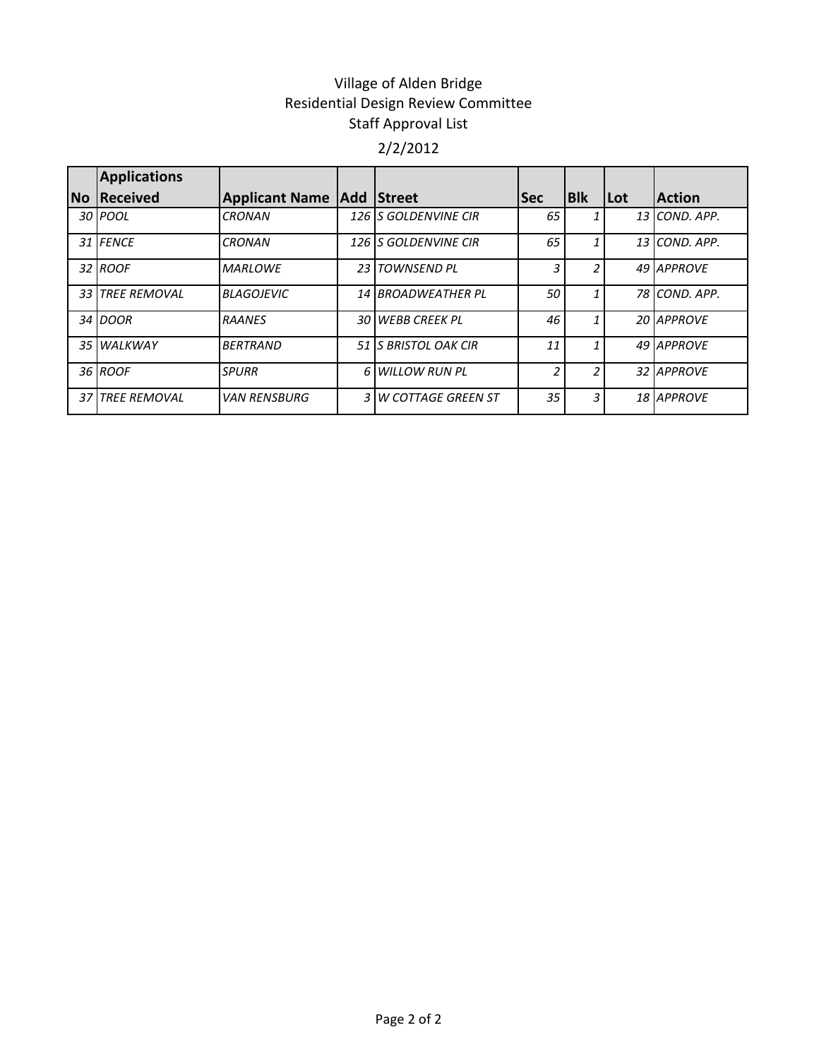Village of Alden Bridge
Residential Design Review Committee
Staff Approval List

2/2/2012

| No | Applications Received | Applicant Name | Add | Street | Sec | Blk | Lot | Action |
|---|---|---|---|---|---|---|---|---|
| *30* | *POOL* | *CRONAN* | *126* | *S GOLDENVINE CIR* | *65* | *1* | *13* | *COND. APP.* |
| *31* | *FENCE* | *CRONAN* | *126* | *S GOLDENVINE CIR* | *65* | *1* | *13* | *COND. APP.* |
| *32* | *ROOF* | *MARLOWE* | *23* | *TOWNSEND PL* | *3* | *2* | *49* | *APPROVE* |
| *33* | *TREE REMOVAL* | *BLAGOJEVIC* | *14* | *BROADWEATHER PL* | *50* | *1* | *78* | *COND. APP.* |
| *34* | *DOOR* | *RAANES* | *30* | *WEBB CREEK PL* | *46* | *1* | *20* | *APPROVE* |
| *35* | *WALKWAY* | *BERTRAND* | *51* | *S BRISTOL OAK CIR* | *11* | *1* | *49* | *APPROVE* |
| *36* | *ROOF* | *SPURR* | *6* | *WILLOW RUN PL* | *2* | *2* | *32* | *APPROVE* |
| *37* | *TREE REMOVAL* | *VAN RENSBURG* | *3* | *W COTTAGE GREEN ST* | *35* | *3* | *18* | *APPROVE* |